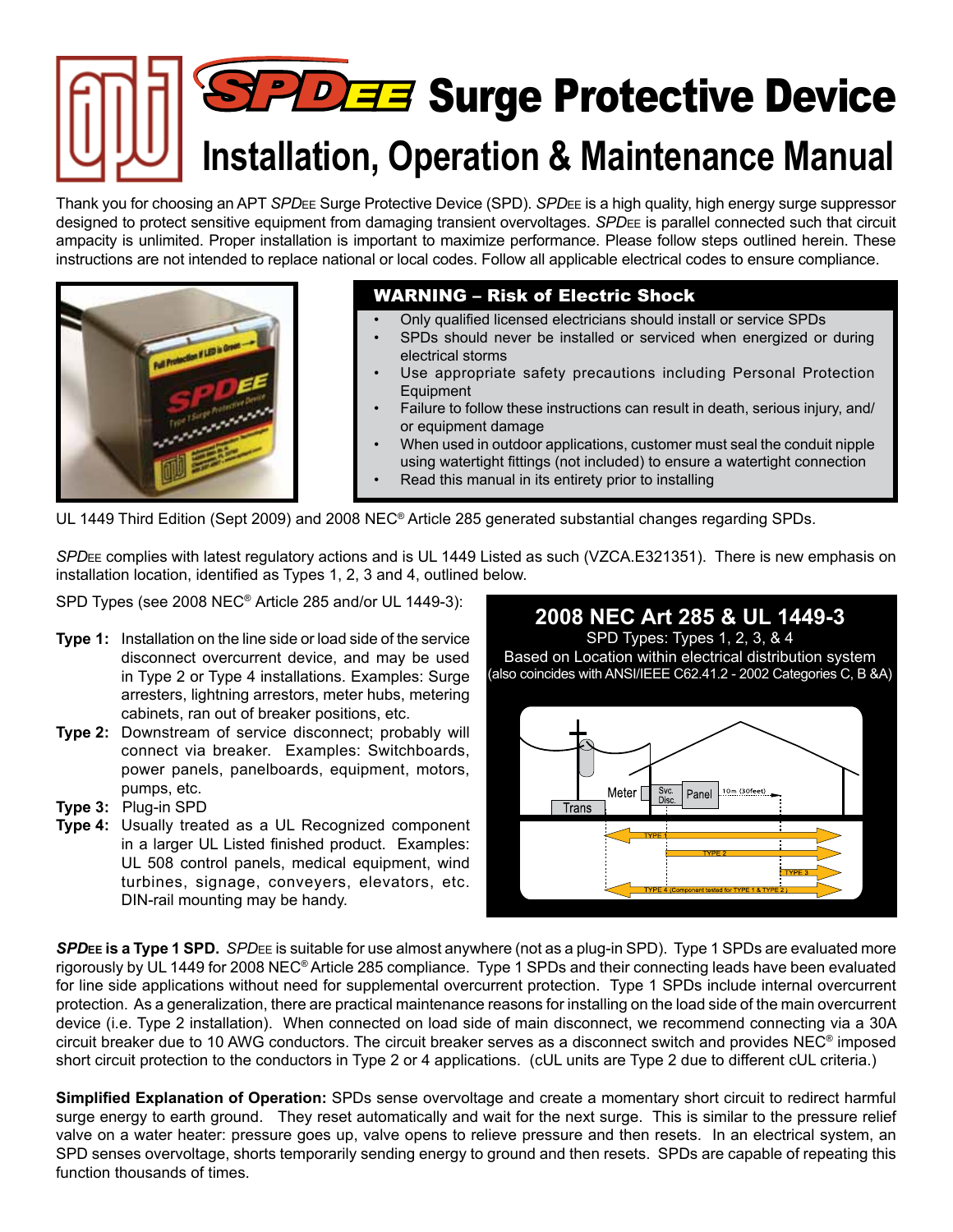# SPDEE Surge Protective Device

## Installation, Operation & Maintenance Manual

Thank you for choosing an APT *SPD*EE Surge Protective Device (SPD). *SPD*EE is a high quality, high energy surge suppressor designed to protect sensitive equipment from damaging transient overvoltages. *SPD*EE is parallel connected such that circuit ampacity is unlimited. Proper installation is important to maximize performance. Please follow steps outlined herein. These instructions are not intended to replace national or local codes. Follow all applicable electrical codes to ensure compliance.

### WARNING – Risk of Electric Shock

- Only qualified licensed electricians should install or service SPDs
- SPDs should never be installed or serviced when energized or during electrical storms
- Use appropriate safety precautions including Personal Protection Equipment
- Failure to follow these instructions can result in death, serious injury, and/or equipment damage
- When used in outdoor applications, customer must seal the conduit nipple using watertight fittings (not included) to ensure a watertight connection
- Read this manual in its entirety prior to installing

UL 1449 Third Edition (Sept 2009) and 2008 NEC® Article 285 generated substantial changes regarding SPDs.

*SPD*EE complies with latest regulatory actions and is UL 1449 Listed as such (VZCA.E321351). There is new emphasis on installation location, identified as Types 1, 2, 3 and 4, outlined below.

SPD Types (see 2008 NEC® Article 285 and/or UL 1449-3):

**Type 1:** Installation on the line side or load side of the service disconnect overcurrent device, and may be used in Type 2 or Type 4 installations. Examples: Surge arresters, lightning arrestors, meter hubs, metering cabinets, ran out of breaker positions, etc.

**Type 2:** Downstream of service disconnect; probably will connect via breaker. Examples: Switchboards, power panels, panelboards, equipment, motors, pumps, etc.

**Type 3:** Plug-in SPD

**Type 4:** Usually treated as a UL Recognized component in a larger UL Listed finished product. Examples: UL 508 control panels, medical equipment, wind turbines, signage, conveyers, elevators, etc. DIN-rail mounting may be handy.

**2008 NEC Art 285 & UL 1449-3**

SPD Types: Types 1, 2, 3, & 4

Based on Location within electrical distribution system

(also coincides with ANSI/IEEE C62.41.2 - 2002 Categories C, B &A)

Trans — Meter — Svc. Disc. — Panel — 10m (30feet)

TYPE 1 / TYPE 2 / TYPE 3 / TYPE 4 (Component tested for TYPE 1 & TYPE 2)

***SPD*EE is a Type 1 SPD.** *SPD*EE is suitable for use almost anywhere (not as a plug-in SPD). Type 1 SPDs are evaluated more rigorously by UL 1449 for 2008 NEC® Article 285 compliance. Type 1 SPDs and their connecting leads have been evaluated for line side applications without need for supplemental overcurrent protection. Type 1 SPDs include internal overcurrent protection. As a generalization, there are practical maintenance reasons for installing on the load side of the main overcurrent device (i.e. Type 2 installation). When connected on load side of main disconnect, we recommend connecting via a 30A circuit breaker due to 10 AWG conductors. The circuit breaker serves as a disconnect switch and provides NEC® imposed short circuit protection to the conductors in Type 2 or 4 applications. (cUL units are Type 2 due to different cUL criteria.)

**Simplified Explanation of Operation:** SPDs sense overvoltage and create a momentary short circuit to redirect harmful surge energy to earth ground. They reset automatically and wait for the next surge. This is similar to the pressure relief valve on a water heater: pressure goes up, valve opens to relieve pressure and then resets. In an electrical system, an SPD senses overvoltage, shorts temporarily sending energy to ground and then resets. SPDs are capable of repeating this function thousands of times.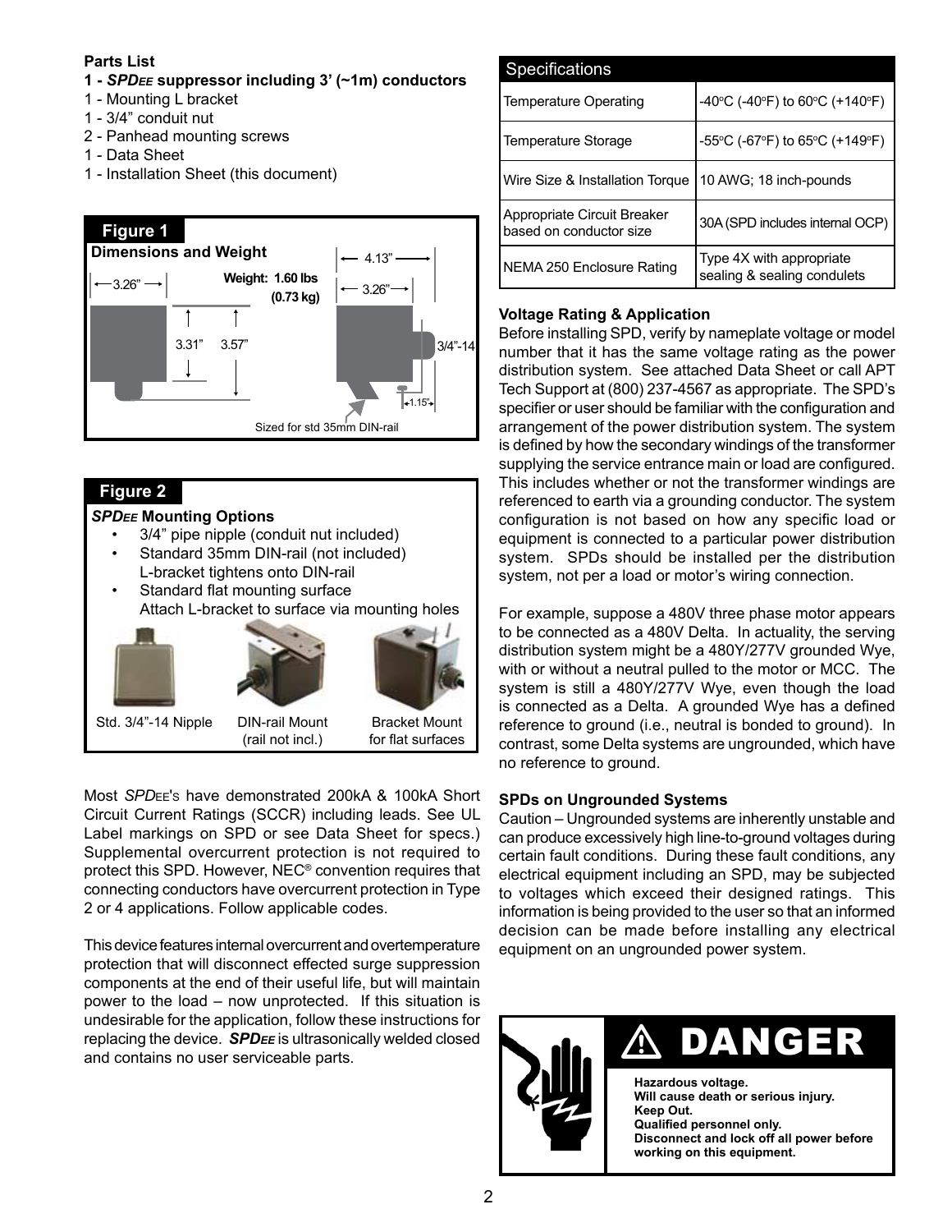**Parts List**

**1 - *SPDEE* suppressor including 3' (~1m) conductors**
1 - Mounting L bracket
1 - 3/4" conduit nut
2 - Panhead mounting screws
1 - Data Sheet
1 - Installation Sheet (this document)

**Figure 1**

**Dimensions and Weight**

Weight: 1.60 lbs (0.73 kg)

3.26" | 3.31" | 3.57" | 4.13" | 3.26" | 3/4"-14 | 1.15"

Sized for std 35mm DIN-rail

**Figure 2**

***SPDEE* Mounting Options**

- 3/4" pipe nipple (conduit nut included)
- Standard 35mm DIN-rail (not included) L-bracket tightens onto DIN-rail
- Standard flat mounting surface Attach L-bracket to surface via mounting holes

Std. 3/4"-14 Nipple | DIN-rail Mount (rail not incl.) | Bracket Mount for flat surfaces

Most *SPDEE*'s have demonstrated 200kA & 100kA Short Circuit Current Ratings (SCCR) including leads. See UL Label markings on SPD or see Data Sheet for specs.) Supplemental overcurrent protection is not required to protect this SPD. However, NEC® convention requires that connecting conductors have overcurrent protection in Type 2 or 4 applications. Follow applicable codes.

This device features internal overcurrent and overtemperature protection that will disconnect effected surge suppression components at the end of their useful life, but will maintain power to the load – now unprotected. If this situation is undesirable for the application, follow these instructions for replacing the device. ***SPDEE*** is ultrasonically welded closed and contains no user serviceable parts.

| Specifications | |
|---|---|
| Temperature Operating | -40°C (-40°F) to 60°C (+140°F) |
| Temperature Storage | -55°C (-67°F) to 65°C (+149°F) |
| Wire Size & Installation Torque | 10 AWG; 18 inch-pounds |
| Appropriate Circuit Breaker based on conductor size | 30A (SPD includes internal OCP) |
| NEMA 250 Enclosure Rating | Type 4X with appropriate sealing & sealing condulets |

**Voltage Rating & Application**

Before installing SPD, verify by nameplate voltage or model number that it has the same voltage rating as the power distribution system. See attached Data Sheet or call APT Tech Support at (800) 237-4567 as appropriate. The SPD's specifier or user should be familiar with the configuration and arrangement of the power distribution system. The system is defined by how the secondary windings of the transformer supplying the service entrance main or load are configured. This includes whether or not the transformer windings are referenced to earth via a grounding conductor. The system configuration is not based on how any specific load or equipment is connected to a particular power distribution system. SPDs should be installed per the distribution system, not per a load or motor's wiring connection.

For example, suppose a 480V three phase motor appears to be connected as a 480V Delta. In actuality, the serving distribution system might be a 480Y/277V grounded Wye, with or without a neutral pulled to the motor or MCC. The system is still a 480Y/277V Wye, even though the load is connected as a Delta. A grounded Wye has a defined reference to ground (i.e., neutral is bonded to ground). In contrast, some Delta systems are ungrounded, which have no reference to ground.

**SPDs on Ungrounded Systems**

Caution – Ungrounded systems are inherently unstable and can produce excessively high line-to-ground voltages during certain fault conditions. During these fault conditions, any electrical equipment including an SPD, may be subjected to voltages which exceed their designed ratings. This information is being provided to the user so that an informed decision can be made before installing any electrical equipment on an ungrounded power system.

**⚠ DANGER**

**Hazardous voltage.**
**Will cause death or serious injury.**
**Keep Out.**
**Qualified personnel only.**
**Disconnect and lock off all power before working on this equipment.**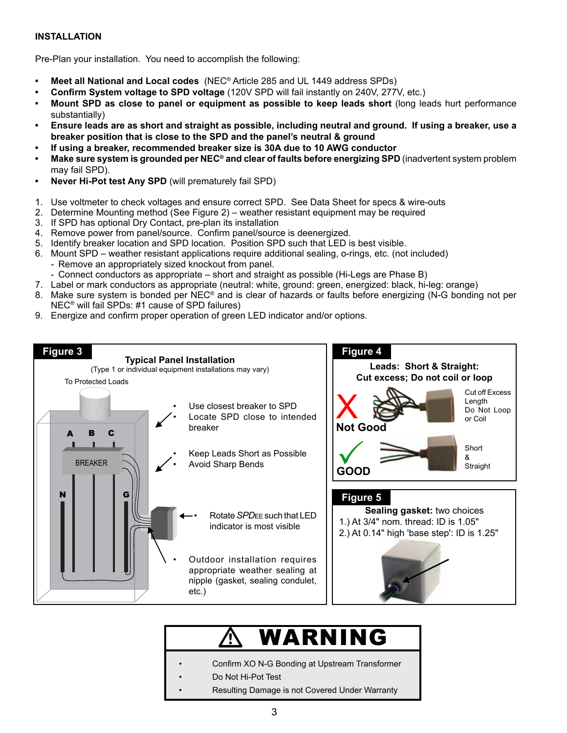## INSTALLATION

Pre-Plan your installation. You need to accomplish the following:

- **Meet all National and Local codes** (NEC® Article 285 and UL 1449 address SPDs)
- **Confirm System voltage to SPD voltage** (120V SPD will fail instantly on 240V, 277V, etc.)
- **Mount SPD as close to panel or equipment as possible to keep leads short** (long leads hurt performance substantially)
- **Ensure leads are as short and straight as possible, including neutral and ground. If using a breaker, use a breaker position that is close to the SPD and the panel's neutral & ground**
- **If using a breaker, recommended breaker size is 30A due to 10 AWG conductor**
- **Make sure system is grounded per NEC® and clear of faults before energizing SPD** (inadvertent system problem may fail SPD).
- **Never Hi-Pot test Any SPD** (will prematurely fail SPD)

1. Use voltmeter to check voltages and ensure correct SPD. See Data Sheet for specs & wire-outs
2. Determine Mounting method (See Figure 2) – weather resistant equipment may be required
3. If SPD has optional Dry Contact, pre-plan its installation
4. Remove power from panel/source. Confirm panel/source is deenergized.
5. Identify breaker location and SPD location. Position SPD such that LED is best visible.
6. Mount SPD – weather resistant applications require additional sealing, o-rings, etc. (not included)
   - Remove an appropriately sized knockout from panel.
   - Connect conductors as appropriate – short and straight as possible (Hi-Legs are Phase B)
7. Label or mark conductors as appropriate (neutral: white, ground: green, energized: black, hi-leg: orange)
8. Make sure system is bonded per NEC® and is clear of hazards or faults before energizing (N-G bonding not per NEC® will fail SPDs: #1 cause of SPD failures)
9. Energize and confirm proper operation of green LED indicator and/or options.

**Figure 3**

**Typical Panel Installation**
(Type 1 or individual equipment installations may vary)

To Protected Loads

A B C BREAKER N G

- Use closest breaker to SPD
- Locate SPD close to intended breaker
- Keep Leads Short as Possible
- Avoid Sharp Bends
- Rotate *SPD*EE such that LED indicator is most visible
- Outdoor installation requires appropriate weather sealing at nipple (gasket, sealing condulet, etc.)

**Figure 4**

**Leads: Short & Straight: Cut excess; Do not coil or loop**

**Not Good** — Cut off Excess Length, Do Not Loop or Coil

**GOOD** — Short & Straight

**Figure 5**

**Sealing gasket:** two choices
1.) At 3/4" nom. thread: ID is 1.05"
2.) At 0.14" high 'base step': ID is 1.25"

**⚠ WARNING**

- Confirm XO N-G Bonding at Upstream Transformer
- Do Not Hi-Pot Test
- Resulting Damage is not Covered Under Warranty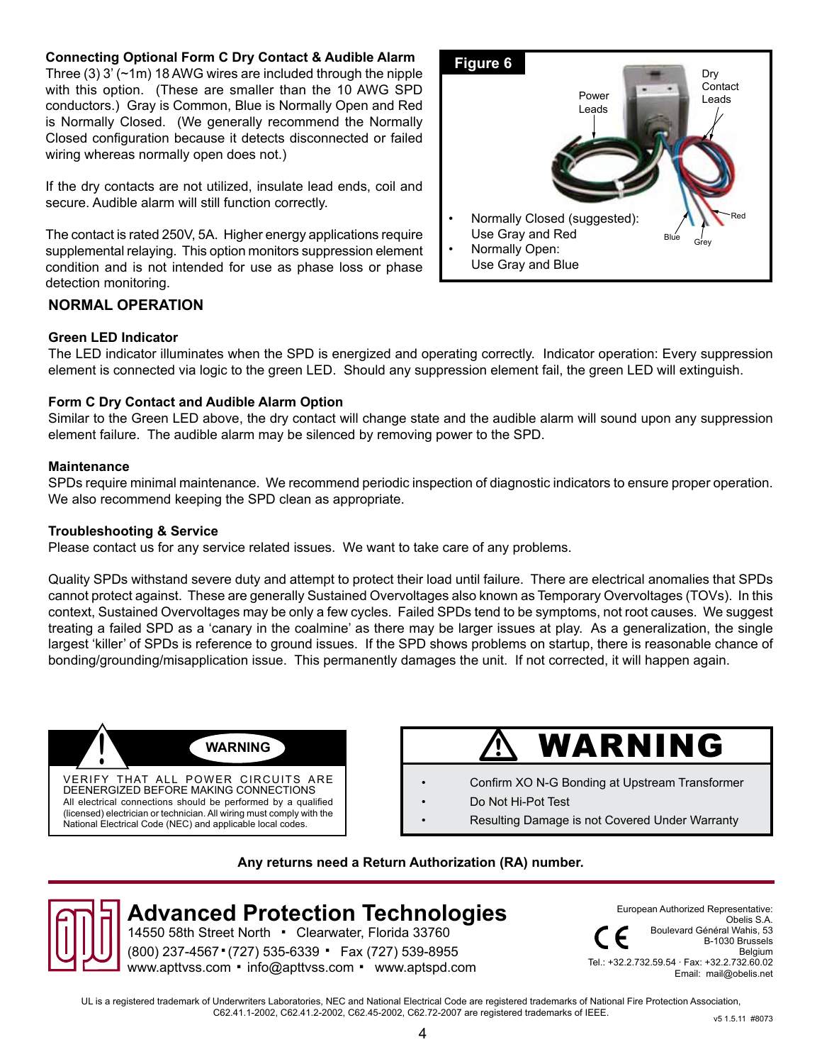### Connecting Optional Form C Dry Contact & Audible Alarm

Three (3) 3' (~1m) 18 AWG wires are included through the nipple with this option. (These are smaller than the 10 AWG SPD conductors.) Gray is Common, Blue is Normally Open and Red is Normally Closed. (We generally recommend the Normally Closed configuration because it detects disconnected or failed wiring whereas normally open does not.)

If the dry contacts are not utilized, insulate lead ends, coil and secure. Audible alarm will still function correctly.

The contact is rated 250V, 5A. Higher energy applications require supplemental relaying. This option monitors suppression element condition and is not intended for use as phase loss or phase detection monitoring.

**Figure 6**

Power Leads

Dry Contact Leads

Red

Blue

Grey

- Normally Closed (suggested): Use Gray and Red
- Normally Open: Use Gray and Blue

## NORMAL OPERATION

### Green LED Indicator

The LED indicator illuminates when the SPD is energized and operating correctly. Indicator operation: Every suppression element is connected via logic to the green LED. Should any suppression element fail, the green LED will extinguish.

### Form C Dry Contact and Audible Alarm Option

Similar to the Green LED above, the dry contact will change state and the audible alarm will sound upon any suppression element failure. The audible alarm may be silenced by removing power to the SPD.

### Maintenance

SPDs require minimal maintenance. We recommend periodic inspection of diagnostic indicators to ensure proper operation. We also recommend keeping the SPD clean as appropriate.

### Troubleshooting & Service

Please contact us for any service related issues. We want to take care of any problems.

Quality SPDs withstand severe duty and attempt to protect their load until failure. There are electrical anomalies that SPDs cannot protect against. These are generally Sustained Overvoltages also known as Temporary Overvoltages (TOVs). In this context, Sustained Overvoltages may be only a few cycles. Failed SPDs tend to be symptoms, not root causes. We suggest treating a failed SPD as a 'canary in the coalmine' as there may be larger issues at play. As a generalization, the single largest 'killer' of SPDs is reference to ground issues. If the SPD shows problems on startup, there is reasonable chance of bonding/grounding/misapplication issue. This permanently damages the unit. If not corrected, it will happen again.

**WARNING**

VERIFY THAT ALL POWER CIRCUITS ARE DEENERGIZED BEFORE MAKING CONNECTIONS
All electrical connections should be performed by a qualified (licensed) electrician or technician. All wiring must comply with the National Electrical Code (NEC) and applicable local codes.

**WARNING**

- Confirm XO N-G Bonding at Upstream Transformer
- Do Not Hi-Pot Test
- Resulting Damage is not Covered Under Warranty

**Any returns need a Return Authorization (RA) number.**

**Advanced Protection Technologies**
14550 58th Street North ▪ Clearwater, Florida 33760
(800) 237-4567 ▪ (727) 535-6339 ▪ Fax (727) 539-8955
www.apttvss.com ▪ info@apttvss.com ▪ www.aptspd.com

European Authorized Representative:
Obelis S.A.
Boulevard Général Wahis, 53
B-1030 Brussels
Belgium
Tel.: +32.2.732.59.54 · Fax: +32.2.732.60.02
Email: mail@obelis.net

UL is a registered trademark of Underwriters Laboratories, NEC and National Electrical Code are registered trademarks of National Fire Protection Association, C62.41.1-2002, C62.41.2-2002, C62.45-2002, C62.72-2007 are registered trademarks of IEEE.

v5 1.5.11 #8073